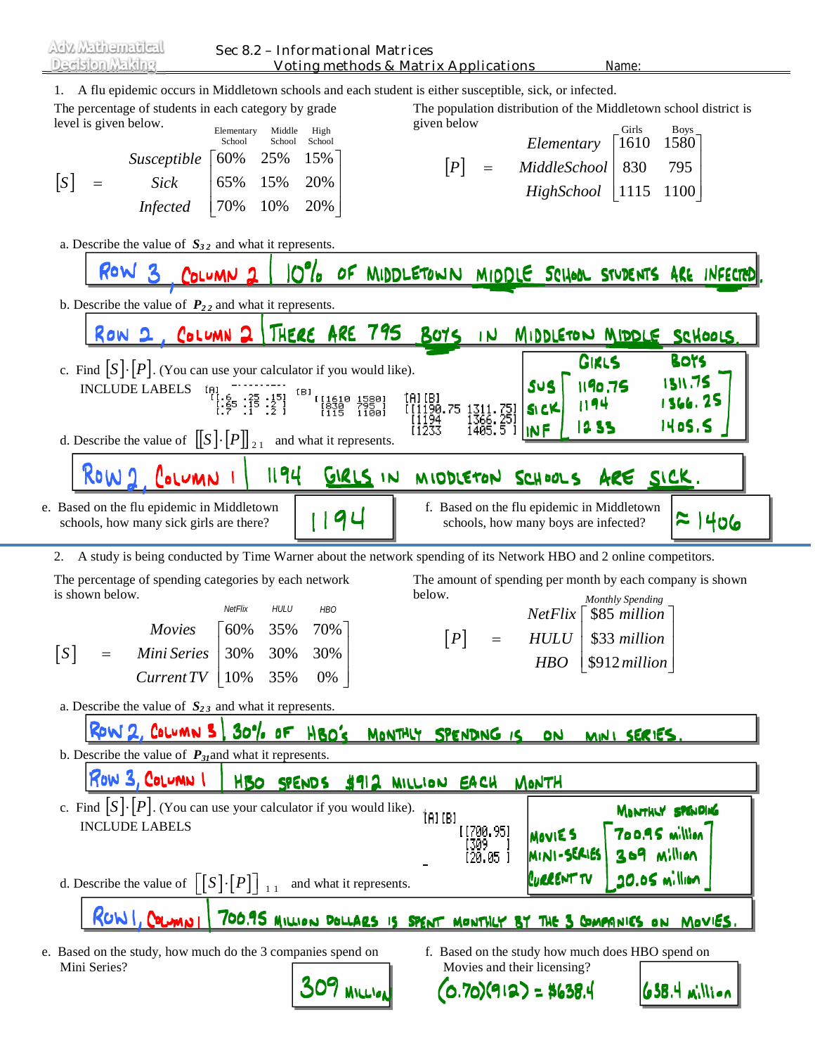Adv. Mathematical Decision Making

Sec 8.2 – Informational Matrices
Voting methods & Matrix Applications

Name:

1. A flu epidemic occurs in Middletown schools and each student is either susceptible, sick, or infected.

The percentage of students in each category by grade level is given below.

$$[S] = \begin{array}{r} \\ Susceptible \\ Sick \\ Infected \end{array} \begin{array}{ccc} \text{Elementary School} & \text{Middle School} & \text{High School} \\ \end{array} \begin{bmatrix} 60\% & 25\% & 15\% \\ 65\% & 15\% & 20\% \\ 70\% & 10\% & 20\% \end{bmatrix}$$

The population distribution of the Middletown school district is given below

$$[P] = \begin{array}{r} Elementary \\ MiddleSchool \\ HighSchool \end{array} \begin{bmatrix} 1610 & 1580 \\ 830 & 795 \\ 1115 & 1100 \end{bmatrix}$$

(columns: Girls, Boys)

a. Describe the value of $S_{32}$ and what it represents.

ROW 3, COLUMN 2 | 10% OF MIDDLETOWN MIDDLE SCHOOL STUDENTS ARE INFECTED.

b. Describe the value of $P_{22}$ and what it represents.

ROW 2, COLUMN 2 | THERE ARE 795 BOYS IN MIDDLETON MIDDLE SCHOOLS.

c. Find $[S]\cdot[P]$. (You can use your calculator if you would like).
INCLUDE LABELS

```
[A]
[[.6  .25 .15]
 [.65 .15 .2 ]
 [.7  .1  .2 ]]
[B]
[[1610 1580]
 [830  795 ]
 [1115 1100]]
[A][B]
[[1190.75 1311.75]
 [1194    1366.25]
 [1233    1405.5 ]]
```

| | GIRLS | BOYS |
|---|---|---|
| SUS | 1190.75 | 1311.75 |
| SICK | 1194 | 1366.25 |
| INF | 1233 | 1405.5 |

d. Describe the value of $[[S]\cdot[P]]_{21}$ and what it represents.

ROW 2, COLUMN 1 | 1194 GIRLS IN MIDDLETON SCHOOLS ARE SICK.

e. Based on the flu epidemic in Middletown schools, how many sick girls are there? **1194**

f. Based on the flu epidemic in Middletown schools, how many boys are infected? **≈ 1406**

2. A study is being conducted by Time Warner about the network spending of its Network HBO and 2 online competitors.

The percentage of spending categories by each network is shown below.

$$[S] = \begin{array}{r} Movies \\ Mini\ Series \\ Current\ TV \end{array} \begin{bmatrix} 60\% & 35\% & 70\% \\ 30\% & 30\% & 30\% \\ 10\% & 35\% & 0\% \end{bmatrix}$$

(columns: NetFlix, HULU, HBO)

The amount of spending per month by each company is shown below.

$$[P] = \begin{array}{r} NetFlix \\ HULU \\ HBO \end{array} \begin{bmatrix} \$85\ million \\ \$33\ million \\ \$912\ million \end{bmatrix}$$

(column: Monthly Spending)

a. Describe the value of $S_{23}$ and what it represents.

ROW 2, COLUMN 3 | 30% OF HBO'S MONTHLY SPENDING IS ON MINI SERIES.

b. Describe the value of $P_{31}$ and what it represents.

ROW 3, COLUMN 1 | HBO SPENDS $912 MILLION EACH MONTH

c. Find $[S]\cdot[P]$. (You can use your calculator if you would like).
INCLUDE LABELS

```
[A][B]
[[700.95]
 [309   ]
 [20.05 ]]
```

| | MONTHLY SPENDING |
|---|---|
| MOVIES | 700.95 million |
| MINI-SERIES | 309 million |
| CURRENT TV | 20.05 million |

d. Describe the value of $[[S]\cdot[P]]_{11}$ and what it represents.

ROW 1, COLUMN 1 | 700.95 MILLION DOLLARS IS SPENT MONTHLY BY THE 3 COMPANIES ON MOVIES.

e. Based on the study, how much do the 3 companies spend on Mini Series? **309 MILLION**

f. Based on the study how much does HBO spend on Movies and their licensing?

$(0.70)(912) = \$638.4$ **638.4 million**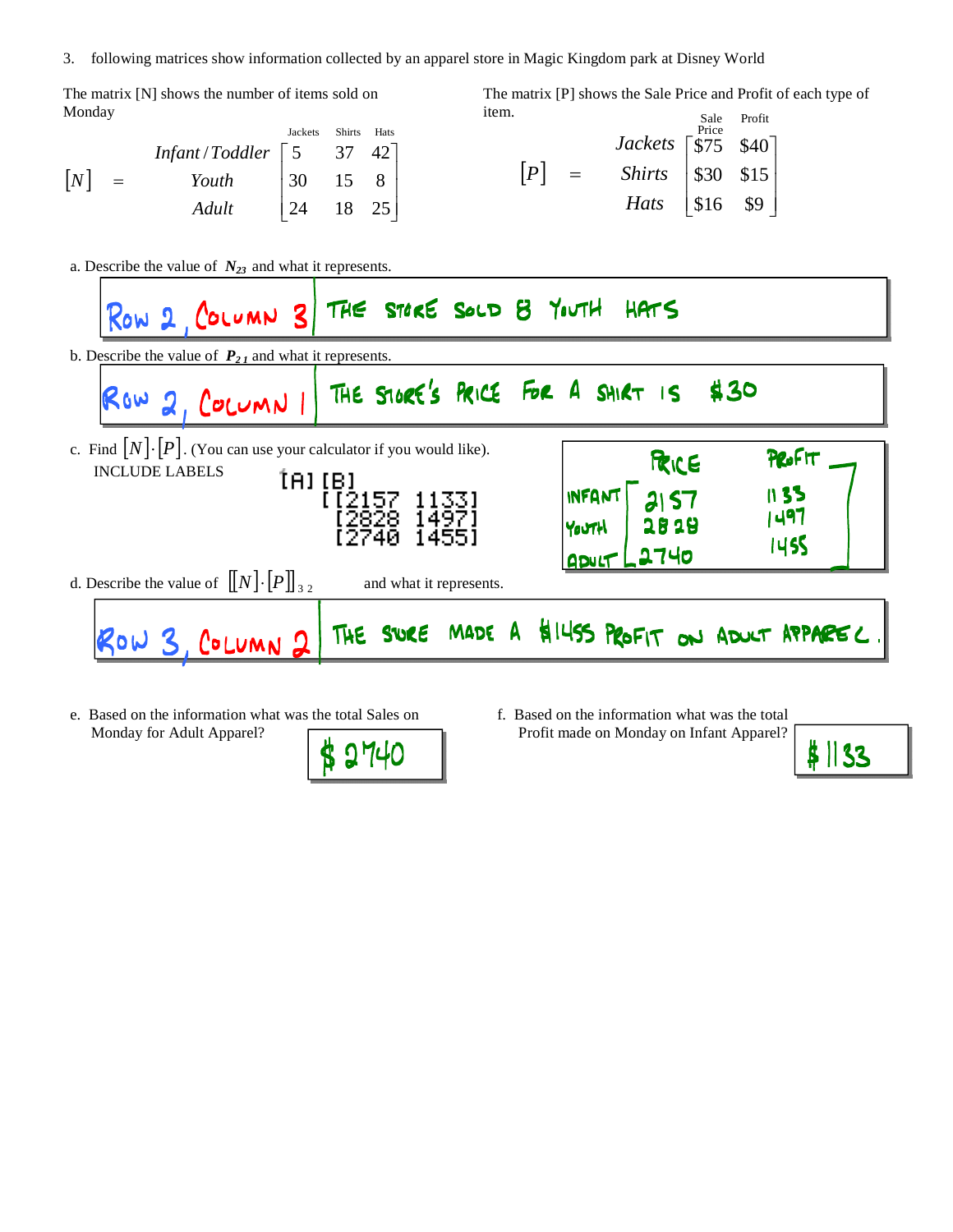3. following matrices show information collected by an apparel store in Magic Kingdom park at Disney World

The matrix [N] shows the number of items sold on Monday

$$[N] = \begin{array}{r} \\ Infant/Toddler \\ Youth \\ Adult \end{array} \begin{array}{c} \text{Jackets} \quad \text{Shirts} \quad \text{Hats} \\ \begin{bmatrix} 5 & 37 & 42 \\ 30 & 15 & 8 \\ 24 & 18 & 25 \end{bmatrix} \end{array}$$

The matrix [P] shows the Sale Price and Profit of each type of item.

$$[P] = \begin{array}{r} \\ Jackets \\ Shirts \\ Hats \end{array} \begin{array}{c} \text{Sale Price} \quad \text{Profit} \\ \begin{bmatrix} \$75 & \$40 \\ \$30 & \$15 \\ \$16 & \$9 \end{bmatrix} \end{array}$$

a. Describe the value of $N_{23}$ and what it represents.

Row 2, Column 3 | THE STORE SOLD 8 YOUTH HATS

b. Describe the value of $P_{21}$ and what it represents.

Row 2, Column 1 | THE STORE'S PRICE FOR A SHIRT IS $30

c. Find $[N]\cdot[P]$. (You can use your calculator if you would like).
INCLUDE LABELS

```
[A][B]
  [[2157 1133]
   [2828 1497]
   [2740 1455]]
```

$$\begin{array}{r} \\ \text{INFANT} \\ \text{YOUTH} \\ \text{ADULT} \end{array} \begin{array}{c} \text{PRICE} \quad \text{PROFIT} \\ \begin{bmatrix} 2157 & 1133 \\ 2828 & 1497 \\ 2740 & 1455 \end{bmatrix} \end{array}$$

d. Describe the value of $[[N]\cdot[P]]_{3\,2}$ and what it represents.

Row 3, Column 2 | THE STORE MADE A $1455 PROFIT ON ADULT APPAREL.

e. Based on the information what was the total Sales on Monday for Adult Apparel?

$2740

f. Based on the information what was the total Profit made on Monday on Infant Apparel?

$1133